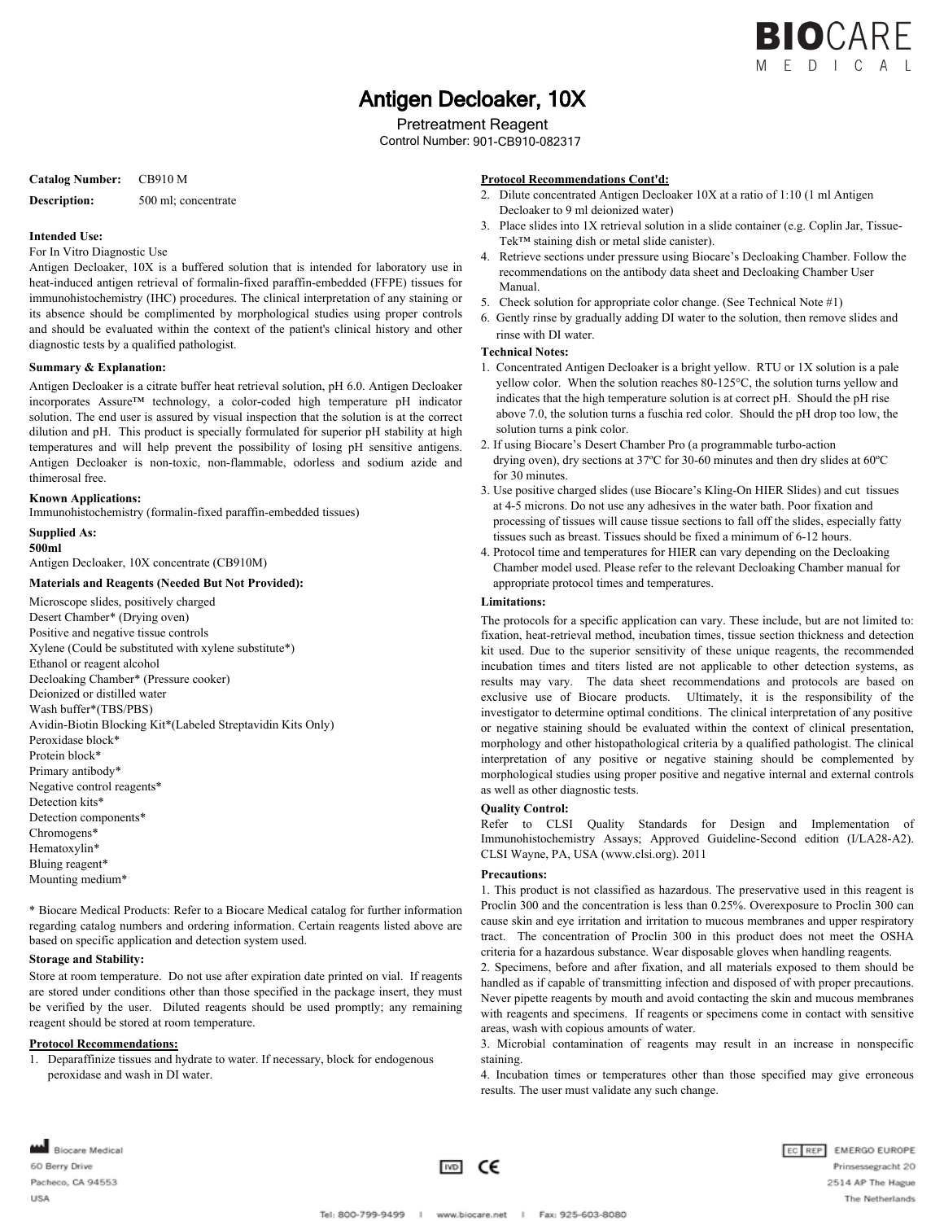# Antigen Decloaker, 10X

Pretreatment Reagent

Control Number: 901-CB910-082317

**Catalog Number:** CB910 M

**Description:** 500 ml; concentrate

**Intended Use:**

For In Vitro Diagnostic Use

Antigen Decloaker, 10X is a buffered solution that is intended for laboratory use in heat-induced antigen retrieval of formalin-fixed paraffin-embedded (FFPE) tissues for immunohistochemistry (IHC) procedures. The clinical interpretation of any staining or its absence should be complimented by morphological studies using proper controls and should be evaluated within the context of the patient's clinical history and other diagnostic tests by a qualified pathologist.

**Summary & Explanation:**

Antigen Decloaker is a citrate buffer heat retrieval solution, pH 6.0. Antigen Decloaker incorporates Assure™ technology, a color-coded high temperature pH indicator solution. The end user is assured by visual inspection that the solution is at the correct dilution and pH. This product is specially formulated for superior pH stability at high temperatures and will help prevent the possibility of losing pH sensitive antigens. Antigen Decloaker is non-toxic, non-flammable, odorless and sodium azide and thimerosal free.

**Known Applications:**

Immunohistochemistry (formalin-fixed paraffin-embedded tissues)

**Supplied As:**

**500ml**

Antigen Decloaker, 10X concentrate (CB910M)

**Materials and Reagents (Needed But Not Provided):**

Microscope slides, positively charged
Desert Chamber* (Drying oven)
Positive and negative tissue controls
Xylene (Could be substituted with xylene substitute*)
Ethanol or reagent alcohol
Decloaking Chamber* (Pressure cooker)
Deionized or distilled water
Wash buffer*(TBS/PBS)
Avidin-Biotin Blocking Kit*(Labeled Streptavidin Kits Only)
Peroxidase block*
Protein block*
Primary antibody*
Negative control reagents*
Detection kits*
Detection components*
Chromogens*
Hematoxylin*
Bluing reagent*
Mounting medium*

\* Biocare Medical Products: Refer to a Biocare Medical catalog for further information regarding catalog numbers and ordering information. Certain reagents listed above are based on specific application and detection system used.

**Storage and Stability:**

Store at room temperature. Do not use after expiration date printed on vial. If reagents are stored under conditions other than those specified in the package insert, they must be verified by the user. Diluted reagents should be used promptly; any remaining reagent should be stored at room temperature.

**Protocol Recommendations:**

1. Deparaffinize tissues and hydrate to water. If necessary, block for endogenous peroxidase and wash in DI water.
2. Dilute concentrated Antigen Decloaker 10X at a ratio of 1:10 (1 ml Antigen Decloaker to 9 ml deionized water)
3. Place slides into 1X retrieval solution in a slide container (e.g. Coplin Jar, Tissue-Tek™ staining dish or metal slide canister).
4. Retrieve sections under pressure using Biocare's Decloaking Chamber. Follow the recommendations on the antibody data sheet and Decloaking Chamber User Manual.
5. Check solution for appropriate color change. (See Technical Note #1)
6. Gently rinse by gradually adding DI water to the solution, then remove slides and rinse with DI water.

**Technical Notes:**

1. Concentrated Antigen Decloaker is a bright yellow. RTU or 1X solution is a pale yellow color. When the solution reaches 80-125°C, the solution turns yellow and indicates that the high temperature solution is at correct pH. Should the pH rise above 7.0, the solution turns a fuschia red color. Should the pH drop too low, the solution turns a pink color.
2. If using Biocare's Desert Chamber Pro (a programmable turbo-action drying oven), dry sections at 37ºC for 30-60 minutes and then dry slides at 60ºC for 30 minutes.
3. Use positive charged slides (use Biocare's Kling-On HIER Slides) and cut tissues at 4-5 microns. Do not use any adhesives in the water bath. Poor fixation and processing of tissues will cause tissue sections to fall off the slides, especially fatty tissues such as breast. Tissues should be fixed a minimum of 6-12 hours.
4. Protocol time and temperatures for HIER can vary depending on the Decloaking Chamber model used. Please refer to the relevant Decloaking Chamber manual for appropriate protocol times and temperatures.

**Limitations:**

The protocols for a specific application can vary. These include, but are not limited to: fixation, heat-retrieval method, incubation times, tissue section thickness and detection kit used. Due to the superior sensitivity of these unique reagents, the recommended incubation times and titers listed are not applicable to other detection systems, as results may vary. The data sheet recommendations and protocols are based on exclusive use of Biocare products. Ultimately, it is the responsibility of the investigator to determine optimal conditions. The clinical interpretation of any positive or negative staining should be evaluated within the context of clinical presentation, morphology and other histopathological criteria by a qualified pathologist. The clinical interpretation of any positive or negative staining should be complemented by morphological studies using proper positive and negative internal and external controls as well as other diagnostic tests.

**Quality Control:**

Refer to CLSI Quality Standards for Design and Implementation of Immunohistochemistry Assays; Approved Guideline-Second edition (I/LA28-A2). CLSI Wayne, PA, USA (www.clsi.org). 2011

**Precautions:**

1. This product is not classified as hazardous. The preservative used in this reagent is Proclin 300 and the concentration is less than 0.25%. Overexposure to Proclin 300 can cause skin and eye irritation and irritation to mucous membranes and upper respiratory tract. The concentration of Proclin 300 in this product does not meet the OSHA criteria for a hazardous substance. Wear disposable gloves when handling reagents.
2. Specimens, before and after fixation, and all materials exposed to them should be handled as if capable of transmitting infection and disposed of with proper precautions. Never pipette reagents by mouth and avoid contacting the skin and mucous membranes with reagents and specimens. If reagents or specimens come in contact with sensitive areas, wash with copious amounts of water.
3. Microbial contamination of reagents may result in an increase in nonspecific staining.
4. Incubation times or temperatures other than those specified may give erroneous results. The user must validate any such change.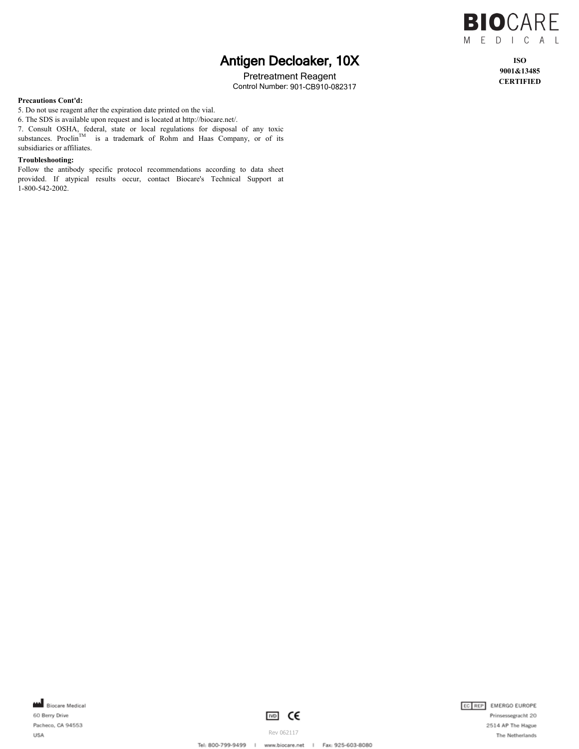**Precautions Cont'd:**

5. Do not use reagent after the expiration date printed on the vial.
6. The SDS is available upon request and is located at http://biocare.net/.
7. Consult OSHA, federal, state or local regulations for disposal of any toxic substances. Proclin™ is a trademark of Rohm and Haas Company, or of its subsidiaries or affiliates.

**Troubleshooting:**

Follow the antibody specific protocol recommendations according to data sheet provided. If atypical results occur, contact Biocare's Technical Support at 1-800-542-2002.